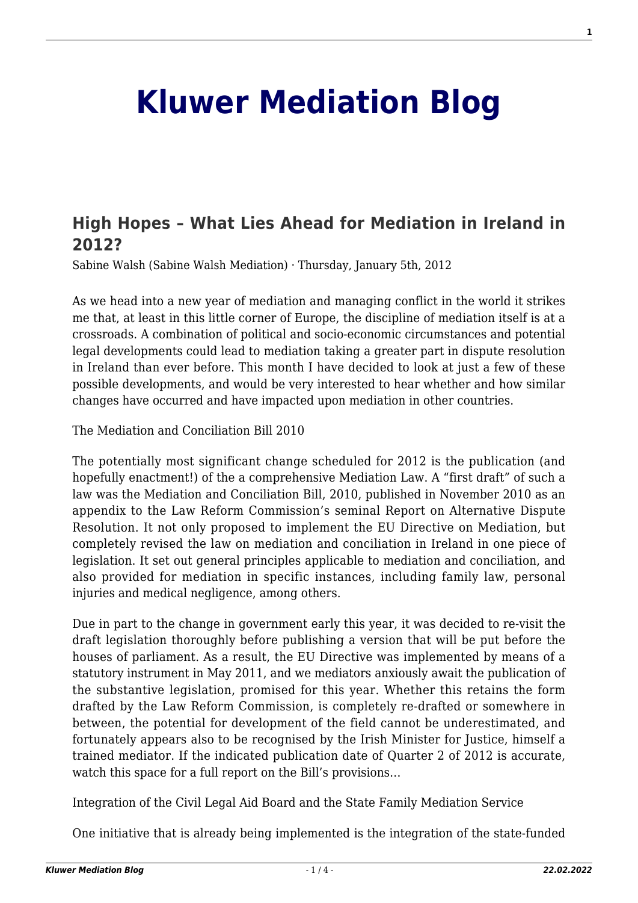# Kluwer Mediation Blog

## High Hopes – What Lies Ahead for Mediation in Ireland in 2012?

Sabine Walsh (Sabine Walsh Mediation) · Thursday, January 5th, 2012

As we head into a new year of mediation and managing conflict in the world it strikes me that, at least in this little corner of Europe, the discipline of mediation itself is at a crossroads. A combination of political and socio-economic circumstances and potential legal developments could lead to mediation taking a greater part in dispute resolution in Ireland than ever before. This month I have decided to look at just a few of these possible developments, and would be very interested to hear whether and how similar changes have occurred and have impacted upon mediation in other countries.

The Mediation and Conciliation Bill 2010

The potentially most significant change scheduled for 2012 is the publication (and hopefully enactment!) of the a comprehensive Mediation Law. A "first draft" of such a law was the Mediation and Conciliation Bill, 2010, published in November 2010 as an appendix to the Law Reform Commission's seminal Report on Alternative Dispute Resolution. It not only proposed to implement the EU Directive on Mediation, but completely revised the law on mediation and conciliation in Ireland in one piece of legislation. It set out general principles applicable to mediation and conciliation, and also provided for mediation in specific instances, including family law, personal injuries and medical negligence, among others.

Due in part to the change in government early this year, it was decided to re-visit the draft legislation thoroughly before publishing a version that will be put before the houses of parliament. As a result, the EU Directive was implemented by means of a statutory instrument in May 2011, and we mediators anxiously await the publication of the substantive legislation, promised for this year. Whether this retains the form drafted by the Law Reform Commission, is completely re-drafted or somewhere in between, the potential for development of the field cannot be underestimated, and fortunately appears also to be recognised by the Irish Minister for Justice, himself a trained mediator. If the indicated publication date of Quarter 2 of 2012 is accurate, watch this space for a full report on the Bill's provisions…

Integration of the Civil Legal Aid Board and the State Family Mediation Service

One initiative that is already being implemented is the integration of the state-funded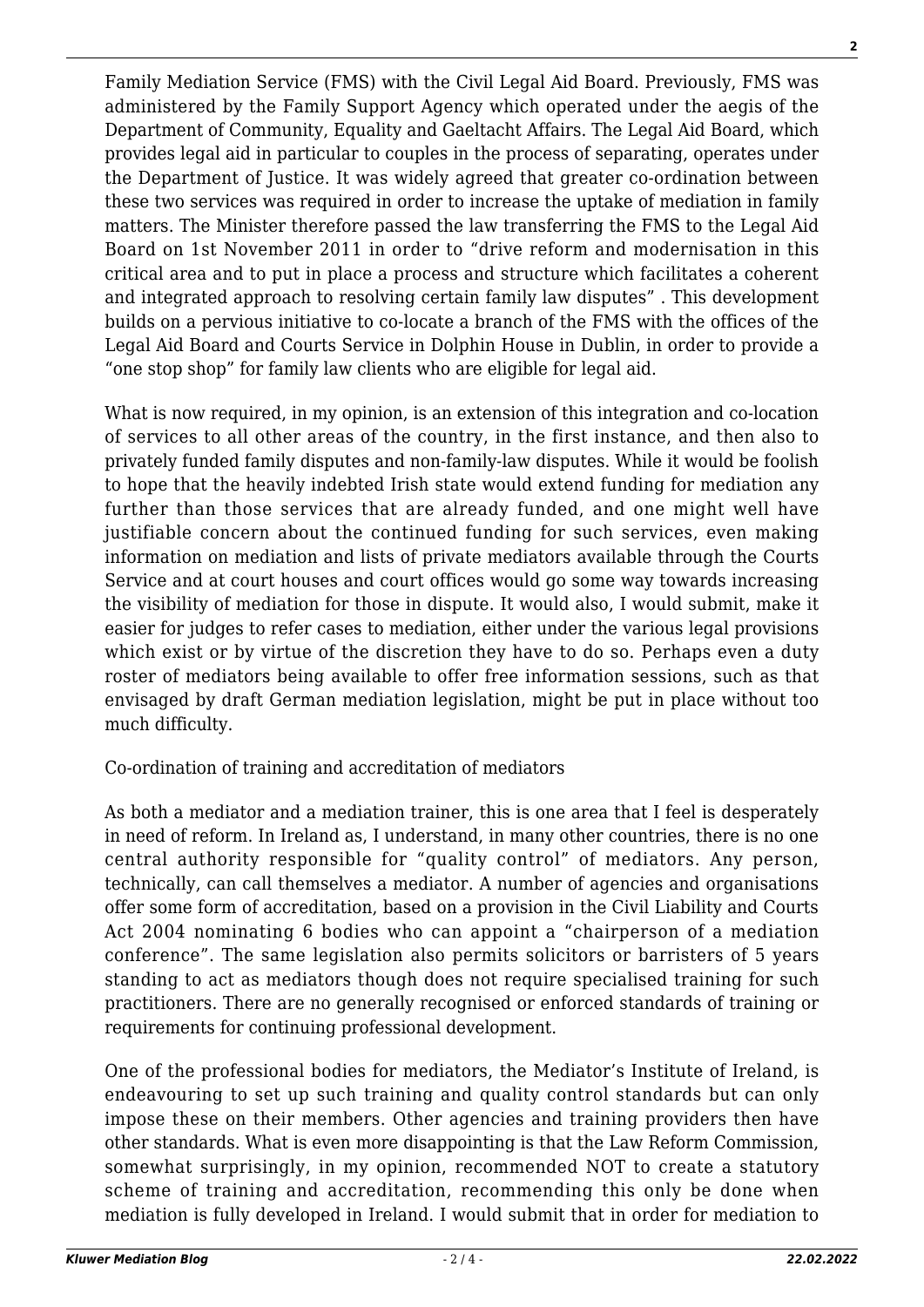Family Mediation Service (FMS) with the Civil Legal Aid Board. Previously, FMS was administered by the Family Support Agency which operated under the aegis of the Department of Community, Equality and Gaeltacht Affairs. The Legal Aid Board, which provides legal aid in particular to couples in the process of separating, operates under the Department of Justice. It was widely agreed that greater co-ordination between these two services was required in order to increase the uptake of mediation in family matters. The Minister therefore passed the law transferring the FMS to the Legal Aid Board on 1st November 2011 in order to "drive reform and modernisation in this critical area and to put in place a process and structure which facilitates a coherent and integrated approach to resolving certain family law disputes" . This development builds on a pervious initiative to co-locate a branch of the FMS with the offices of the Legal Aid Board and Courts Service in Dolphin House in Dublin, in order to provide a "one stop shop" for family law clients who are eligible for legal aid.

What is now required, in my opinion, is an extension of this integration and co-location of services to all other areas of the country, in the first instance, and then also to privately funded family disputes and non-family-law disputes. While it would be foolish to hope that the heavily indebted Irish state would extend funding for mediation any further than those services that are already funded, and one might well have justifiable concern about the continued funding for such services, even making information on mediation and lists of private mediators available through the Courts Service and at court houses and court offices would go some way towards increasing the visibility of mediation for those in dispute. It would also, I would submit, make it easier for judges to refer cases to mediation, either under the various legal provisions which exist or by virtue of the discretion they have to do so. Perhaps even a duty roster of mediators being available to offer free information sessions, such as that envisaged by draft German mediation legislation, might be put in place without too much difficulty.

Co-ordination of training and accreditation of mediators

As both a mediator and a mediation trainer, this is one area that I feel is desperately in need of reform. In Ireland as, I understand, in many other countries, there is no one central authority responsible for "quality control" of mediators. Any person, technically, can call themselves a mediator. A number of agencies and organisations offer some form of accreditation, based on a provision in the Civil Liability and Courts Act 2004 nominating 6 bodies who can appoint a "chairperson of a mediation conference". The same legislation also permits solicitors or barristers of 5 years standing to act as mediators though does not require specialised training for such practitioners. There are no generally recognised or enforced standards of training or requirements for continuing professional development.

One of the professional bodies for mediators, the Mediator's Institute of Ireland, is endeavouring to set up such training and quality control standards but can only impose these on their members. Other agencies and training providers then have other standards. What is even more disappointing is that the Law Reform Commission, somewhat surprisingly, in my opinion, recommended NOT to create a statutory scheme of training and accreditation, recommending this only be done when mediation is fully developed in Ireland. I would submit that in order for mediation to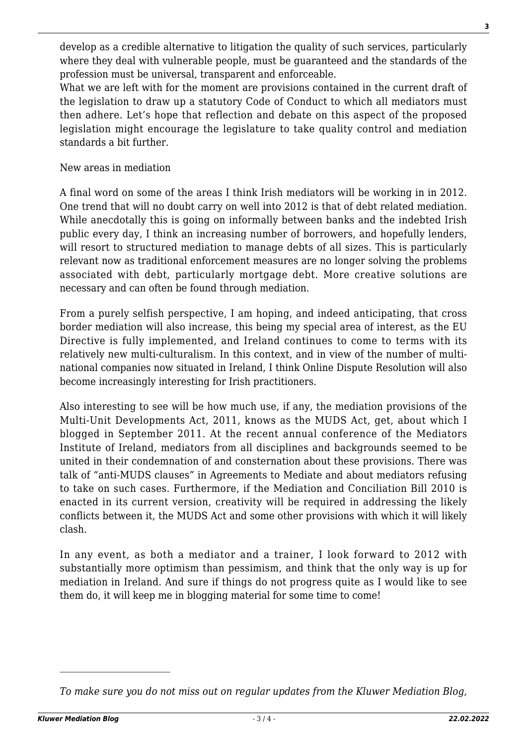develop as a credible alternative to litigation the quality of such services, particularly where they deal with vulnerable people, must be guaranteed and the standards of the profession must be universal, transparent and enforceable.
What we are left with for the moment are provisions contained in the current draft of the legislation to draw up a statutory Code of Conduct to which all mediators must then adhere. Let's hope that reflection and debate on this aspect of the proposed legislation might encourage the legislature to take quality control and mediation standards a bit further.

New areas in mediation

A final word on some of the areas I think Irish mediators will be working in in 2012. One trend that will no doubt carry on well into 2012 is that of debt related mediation. While anecdotally this is going on informally between banks and the indebted Irish public every day, I think an increasing number of borrowers, and hopefully lenders, will resort to structured mediation to manage debts of all sizes. This is particularly relevant now as traditional enforcement measures are no longer solving the problems associated with debt, particularly mortgage debt. More creative solutions are necessary and can often be found through mediation.

From a purely selfish perspective, I am hoping, and indeed anticipating, that cross border mediation will also increase, this being my special area of interest, as the EU Directive is fully implemented, and Ireland continues to come to terms with its relatively new multi-culturalism. In this context, and in view of the number of multi-national companies now situated in Ireland, I think Online Dispute Resolution will also become increasingly interesting for Irish practitioners.

Also interesting to see will be how much use, if any, the mediation provisions of the Multi-Unit Developments Act, 2011, knows as the MUDS Act, get, about which I blogged in September 2011. At the recent annual conference of the Mediators Institute of Ireland, mediators from all disciplines and backgrounds seemed to be united in their condemnation of and consternation about these provisions. There was talk of "anti-MUDS clauses" in Agreements to Mediate and about mediators refusing to take on such cases. Furthermore, if the Mediation and Conciliation Bill 2010 is enacted in its current version, creativity will be required in addressing the likely conflicts between it, the MUDS Act and some other provisions with which it will likely clash.

In any event, as both a mediator and a trainer, I look forward to 2012 with substantially more optimism than pessimism, and think that the only way is up for mediation in Ireland. And sure if things do not progress quite as I would like to see them do, it will keep me in blogging material for some time to come!

---

*To make sure you do not miss out on regular updates from the Kluwer Mediation Blog,*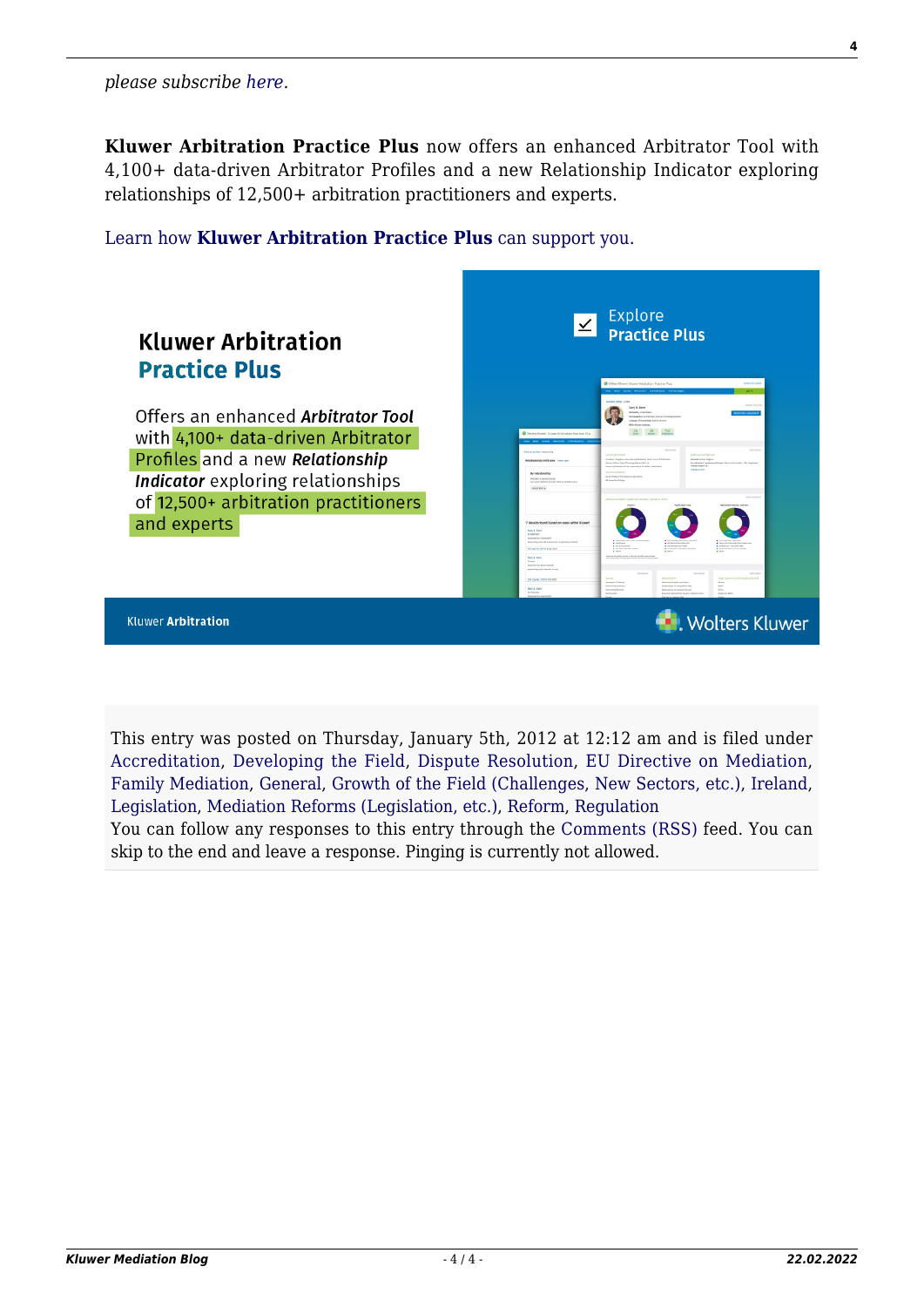*please subscribe here.*

**Kluwer Arbitration Practice Plus** now offers an enhanced Arbitrator Tool with 4,100+ data-driven Arbitrator Profiles and a new Relationship Indicator exploring relationships of 12,500+ arbitration practitioners and experts.

Learn how **Kluwer Arbitration Practice Plus** can support you.

This entry was posted on Thursday, January 5th, 2012 at 12:12 am and is filed under Accreditation, Developing the Field, Dispute Resolution, EU Directive on Mediation, Family Mediation, General, Growth of the Field (Challenges, New Sectors, etc.), Ireland, Legislation, Mediation Reforms (Legislation, etc.), Reform, Regulation
You can follow any responses to this entry through the Comments (RSS) feed. You can skip to the end and leave a response. Pinging is currently not allowed.